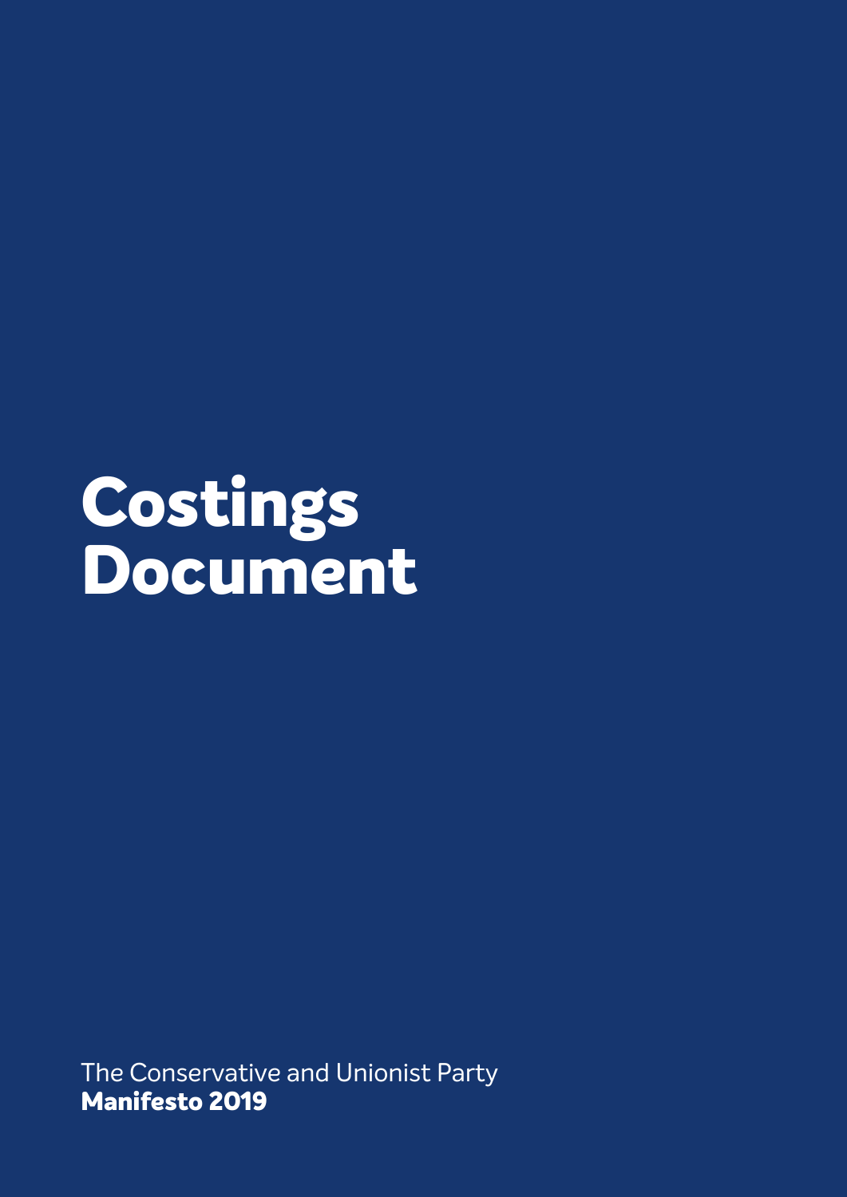# Costings Document

The Conservative and Unionist Party
**Manifesto 2019**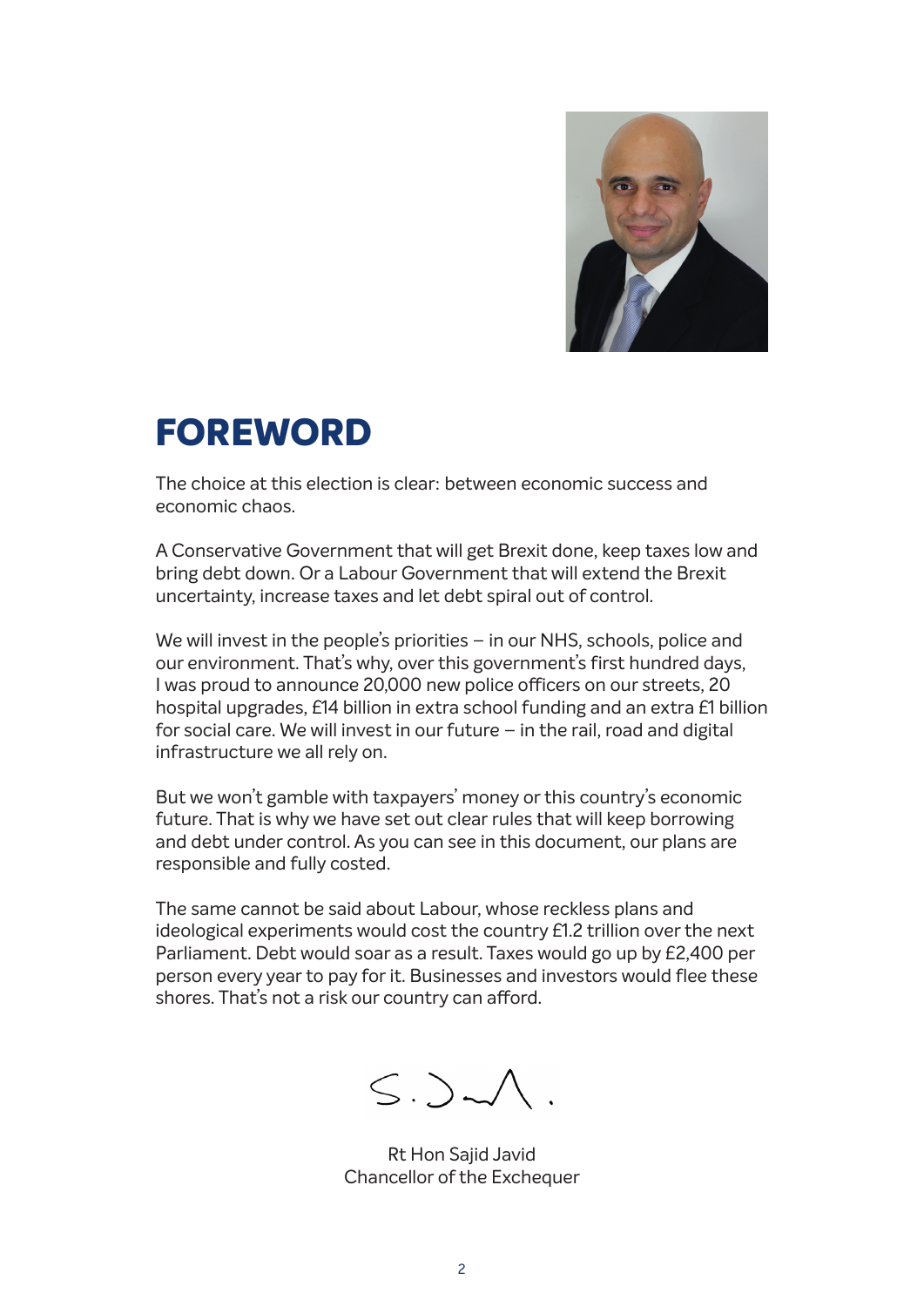# FOREWORD

The choice at this election is clear: between economic success and economic chaos.

A Conservative Government that will get Brexit done, keep taxes low and bring debt down. Or a Labour Government that will extend the Brexit uncertainty, increase taxes and let debt spiral out of control.

We will invest in the people's priorities – in our NHS, schools, police and our environment. That's why, over this government's first hundred days, I was proud to announce 20,000 new police officers on our streets, 20 hospital upgrades, £14 billion in extra school funding and an extra £1 billion for social care. We will invest in our future – in the rail, road and digital infrastructure we all rely on.

But we won't gamble with taxpayers' money or this country's economic future. That is why we have set out clear rules that will keep borrowing and debt under control. As you can see in this document, our plans are responsible and fully costed.

The same cannot be said about Labour, whose reckless plans and ideological experiments would cost the country £1.2 trillion over the next Parliament. Debt would soar as a result. Taxes would go up by £2,400 per person every year to pay for it. Businesses and investors would flee these shores. That's not a risk our country can afford.

Rt Hon Sajid Javid
Chancellor of the Exchequer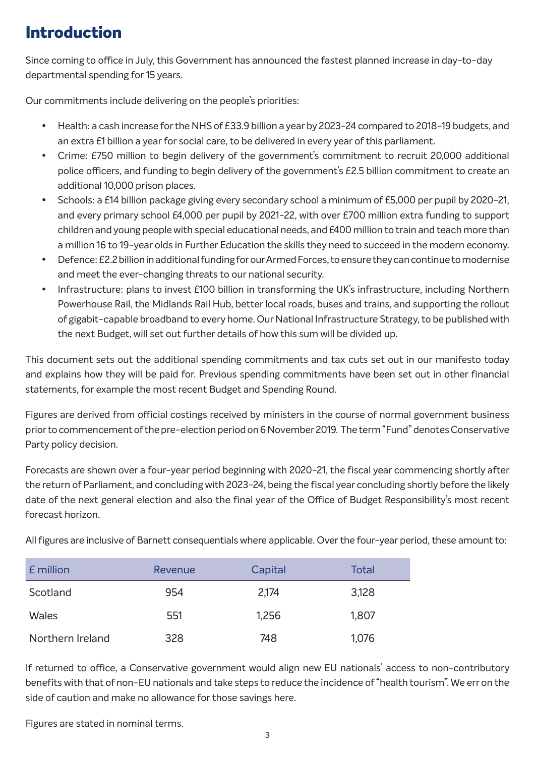# Introduction

Since coming to office in July, this Government has announced the fastest planned increase in day-to-day departmental spending for 15 years.

Our commitments include delivering on the people's priorities:

- Health: a cash increase for the NHS of £33.9 billion a year by 2023-24 compared to 2018-19 budgets, and an extra £1 billion a year for social care, to be delivered in every year of this parliament.
- Crime: £750 million to begin delivery of the government's commitment to recruit 20,000 additional police officers, and funding to begin delivery of the government's £2.5 billion commitment to create an additional 10,000 prison places.
- Schools: a £14 billion package giving every secondary school a minimum of £5,000 per pupil by 2020-21, and every primary school £4,000 per pupil by 2021-22, with over £700 million extra funding to support children and young people with special educational needs, and £400 million to train and teach more than a million 16 to 19-year olds in Further Education the skills they need to succeed in the modern economy.
- Defence: £2.2 billion in additional funding for our Armed Forces, to ensure they can continue to modernise and meet the ever-changing threats to our national security.
- Infrastructure: plans to invest £100 billion in transforming the UK's infrastructure, including Northern Powerhouse Rail, the Midlands Rail Hub, better local roads, buses and trains, and supporting the rollout of gigabit-capable broadband to every home. Our National Infrastructure Strategy, to be published with the next Budget, will set out further details of how this sum will be divided up.

This document sets out the additional spending commitments and tax cuts set out in our manifesto today and explains how they will be paid for. Previous spending commitments have been set out in other financial statements, for example the most recent Budget and Spending Round.

Figures are derived from official costings received by ministers in the course of normal government business prior to commencement of the pre-election period on 6 November 2019. The term "Fund" denotes Conservative Party policy decision.

Forecasts are shown over a four-year period beginning with 2020-21, the fiscal year commencing shortly after the return of Parliament, and concluding with 2023-24, being the fiscal year concluding shortly before the likely date of the next general election and also the final year of the Office of Budget Responsibility's most recent forecast horizon.

All figures are inclusive of Barnett consequentials where applicable. Over the four-year period, these amount to:

| £ million | Revenue | Capital | Total |
|---|---|---|---|
| Scotland | 954 | 2,174 | 3,128 |
| Wales | 551 | 1,256 | 1,807 |
| Northern Ireland | 328 | 748 | 1,076 |

If returned to office, a Conservative government would align new EU nationals' access to non-contributory benefits with that of non-EU nationals and take steps to reduce the incidence of "health tourism". We err on the side of caution and make no allowance for those savings here.

Figures are stated in nominal terms.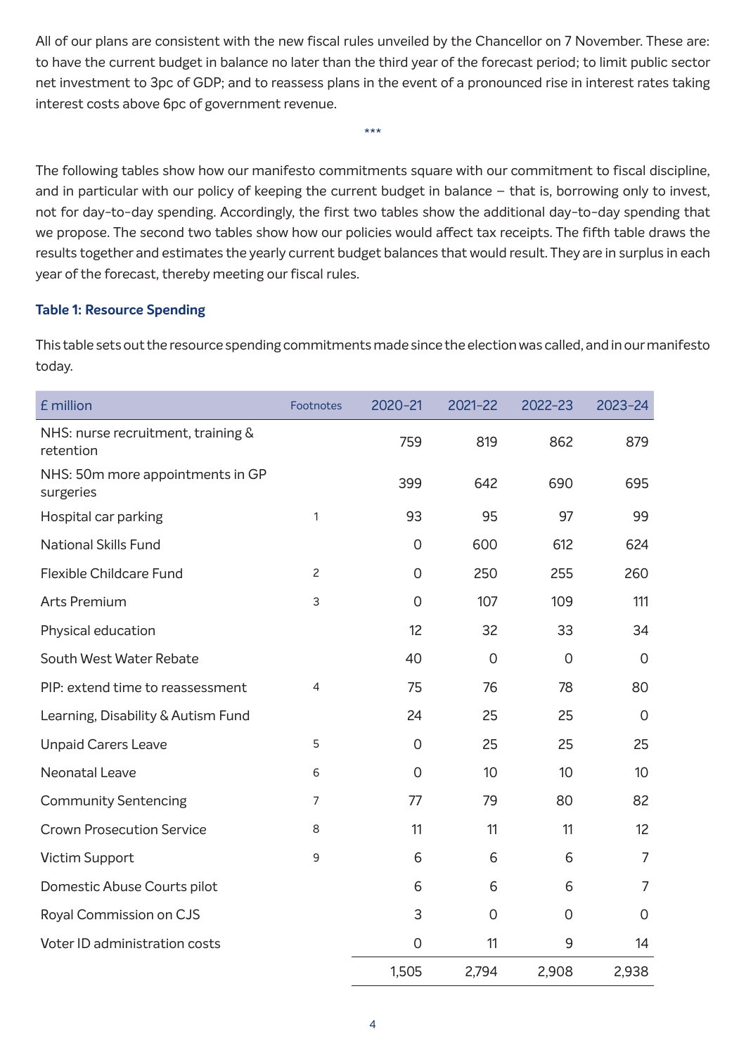All of our plans are consistent with the new fiscal rules unveiled by the Chancellor on 7 November. These are: to have the current budget in balance no later than the third year of the forecast period; to limit public sector net investment to 3pc of GDP; and to reassess plans in the event of a pronounced rise in interest rates taking interest costs above 6pc of government revenue.

***

The following tables show how our manifesto commitments square with our commitment to fiscal discipline, and in particular with our policy of keeping the current budget in balance – that is, borrowing only to invest, not for day-to-day spending. Accordingly, the first two tables show the additional day-to-day spending that we propose. The second two tables show how our policies would affect tax receipts. The fifth table draws the results together and estimates the yearly current budget balances that would result. They are in surplus in each year of the forecast, thereby meeting our fiscal rules.

### Table 1: Resource Spending

This table sets out the resource spending commitments made since the election was called, and in our manifesto today.

| £ million | Footnotes | 2020-21 | 2021-22 | 2022-23 | 2023-24 |
|---|---|---|---|---|---|
| NHS: nurse recruitment, training & retention | | 759 | 819 | 862 | 879 |
| NHS: 50m more appointments in GP surgeries | | 399 | 642 | 690 | 695 |
| Hospital car parking | 1 | 93 | 95 | 97 | 99 |
| National Skills Fund | | 0 | 600 | 612 | 624 |
| Flexible Childcare Fund | 2 | 0 | 250 | 255 | 260 |
| Arts Premium | 3 | 0 | 107 | 109 | 111 |
| Physical education | | 12 | 32 | 33 | 34 |
| South West Water Rebate | | 40 | 0 | 0 | 0 |
| PIP: extend time to reassessment | 4 | 75 | 76 | 78 | 80 |
| Learning, Disability & Autism Fund | | 24 | 25 | 25 | 0 |
| Unpaid Carers Leave | 5 | 0 | 25 | 25 | 25 |
| Neonatal Leave | 6 | 0 | 10 | 10 | 10 |
| Community Sentencing | 7 | 77 | 79 | 80 | 82 |
| Crown Prosecution Service | 8 | 11 | 11 | 11 | 12 |
| Victim Support | 9 | 6 | 6 | 6 | 7 |
| Domestic Abuse Courts pilot | | 6 | 6 | 6 | 7 |
| Royal Commission on CJS | | 3 | 0 | 0 | 0 |
| Voter ID administration costs | | 0 | 11 | 9 | 14 |
| | | 1,505 | 2,794 | 2,908 | 2,938 |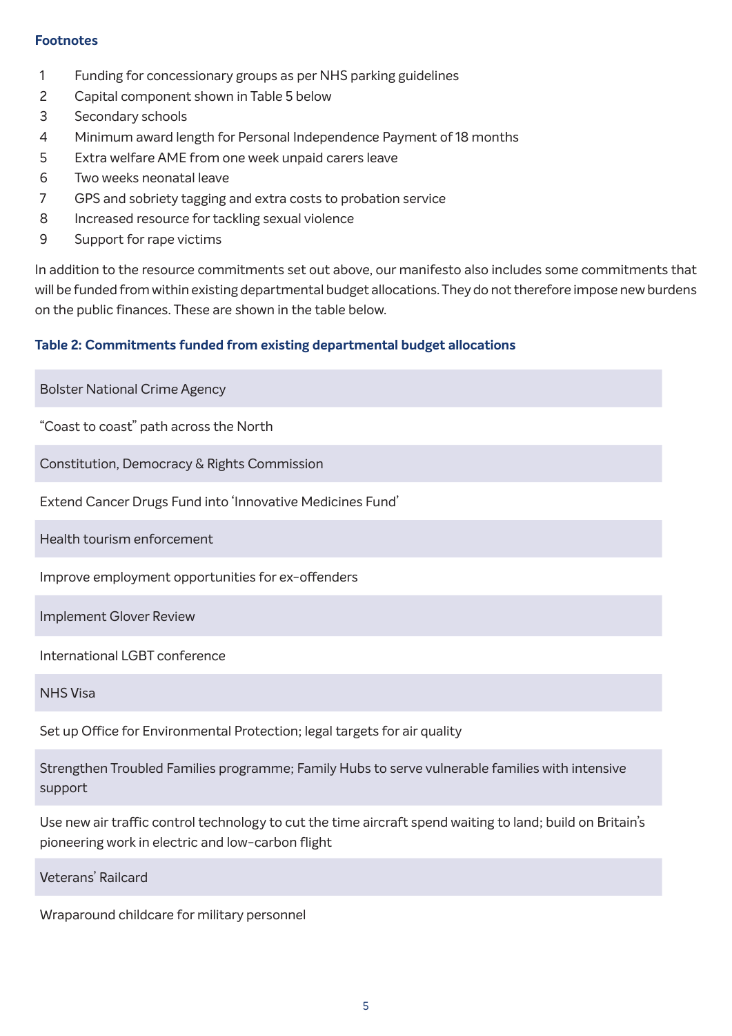**Footnotes**

1 Funding for concessionary groups as per NHS parking guidelines
2 Capital component shown in Table 5 below
3 Secondary schools
4 Minimum award length for Personal Independence Payment of 18 months
5 Extra welfare AME from one week unpaid carers leave
6 Two weeks neonatal leave
7 GPS and sobriety tagging and extra costs to probation service
8 Increased resource for tackling sexual violence
9 Support for rape victims

In addition to the resource commitments set out above, our manifesto also includes some commitments that will be funded from within existing departmental budget allocations. They do not therefore impose new burdens on the public finances. These are shown in the table below.

**Table 2: Commitments funded from existing departmental budget allocations**

| |
|---|
| Bolster National Crime Agency |
| "Coast to coast" path across the North |
| Constitution, Democracy & Rights Commission |
| Extend Cancer Drugs Fund into 'Innovative Medicines Fund' |
| Health tourism enforcement |
| Improve employment opportunities for ex-offenders |
| Implement Glover Review |
| International LGBT conference |
| NHS Visa |
| Set up Office for Environmental Protection; legal targets for air quality |
| Strengthen Troubled Families programme; Family Hubs to serve vulnerable families with intensive support |
| Use new air traffic control technology to cut the time aircraft spend waiting to land; build on Britain's pioneering work in electric and low-carbon flight |
| Veterans' Railcard |
| Wraparound childcare for military personnel |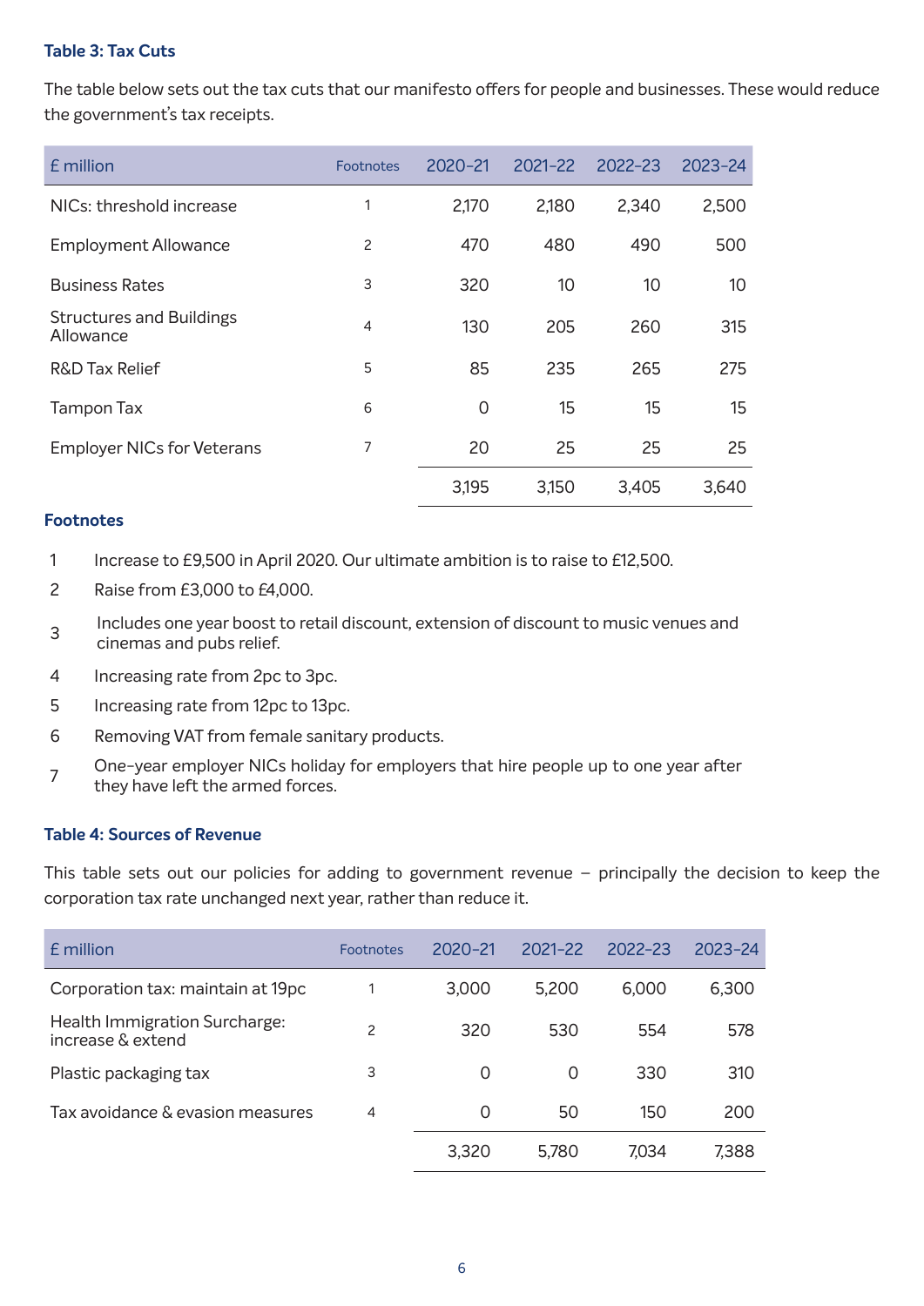### Table 3: Tax Cuts

The table below sets out the tax cuts that our manifesto offers for people and businesses. These would reduce the government's tax receipts.

| £ million | Footnotes | 2020-21 | 2021-22 | 2022-23 | 2023-24 |
|---|---|---|---|---|---|
| NICs: threshold increase | 1 | 2,170 | 2,180 | 2,340 | 2,500 |
| Employment Allowance | 2 | 470 | 480 | 490 | 500 |
| Business Rates | 3 | 320 | 10 | 10 | 10 |
| Structures and Buildings Allowance | 4 | 130 | 205 | 260 | 315 |
| R&D Tax Relief | 5 | 85 | 235 | 265 | 275 |
| Tampon Tax | 6 | 0 | 15 | 15 | 15 |
| Employer NICs for Veterans | 7 | 20 | 25 | 25 | 25 |
| | | 3,195 | 3,150 | 3,405 | 3,640 |

### Footnotes

1. Increase to £9,500 in April 2020. Our ultimate ambition is to raise to £12,500.
2. Raise from £3,000 to £4,000.
3. Includes one year boost to retail discount, extension of discount to music venues and cinemas and pubs relief.
4. Increasing rate from 2pc to 3pc.
5. Increasing rate from 12pc to 13pc.
6. Removing VAT from female sanitary products.
7. One-year employer NICs holiday for employers that hire people up to one year after they have left the armed forces.

### Table 4: Sources of Revenue

This table sets out our policies for adding to government revenue – principally the decision to keep the corporation tax rate unchanged next year, rather than reduce it.

| £ million | Footnotes | 2020-21 | 2021-22 | 2022-23 | 2023-24 |
|---|---|---|---|---|---|
| Corporation tax: maintain at 19pc | 1 | 3,000 | 5,200 | 6,000 | 6,300 |
| Health Immigration Surcharge: increase & extend | 2 | 320 | 530 | 554 | 578 |
| Plastic packaging tax | 3 | 0 | 0 | 330 | 310 |
| Tax avoidance & evasion measures | 4 | 0 | 50 | 150 | 200 |
| | | 3,320 | 5,780 | 7,034 | 7,388 |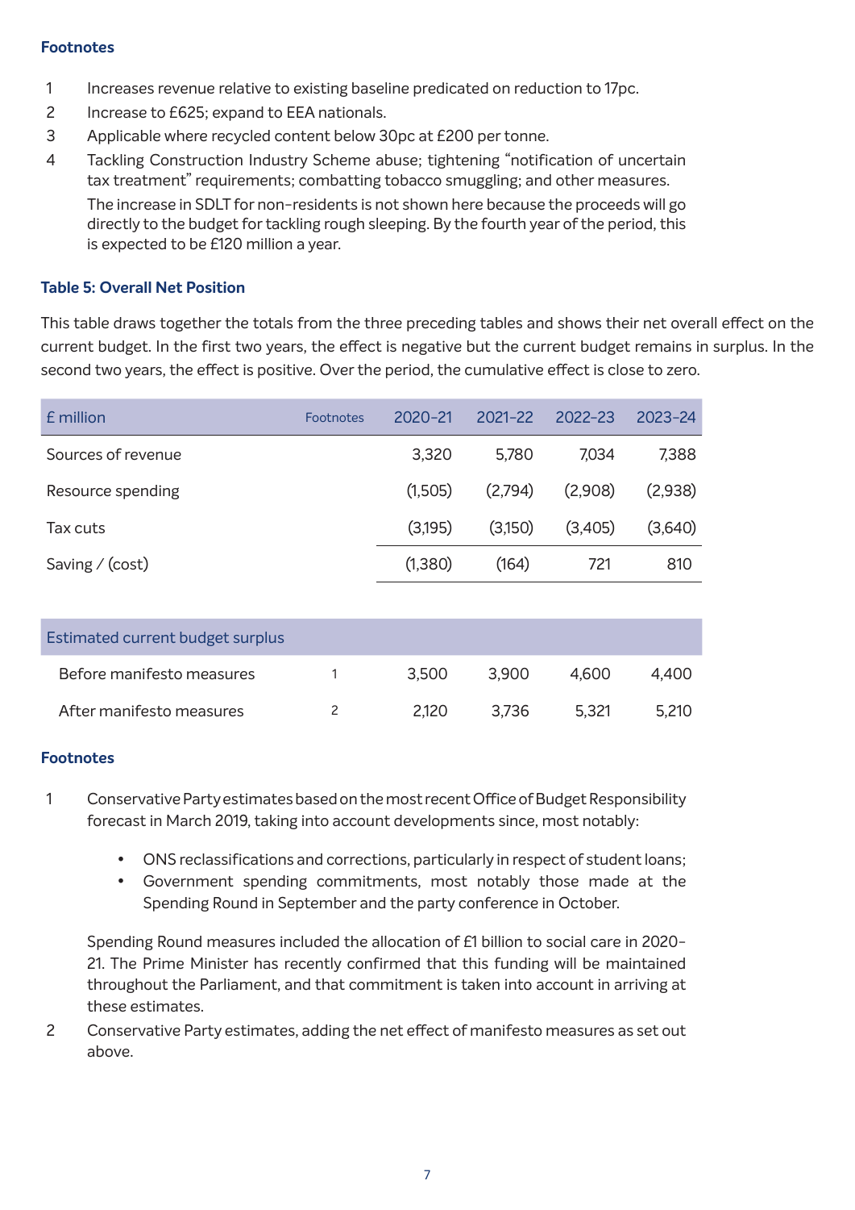### Footnotes

1. Increases revenue relative to existing baseline predicated on reduction to 17pc.
2. Increase to £625; expand to EEA nationals.
3. Applicable where recycled content below 30pc at £200 per tonne.
4. Tackling Construction Industry Scheme abuse; tightening "notification of uncertain tax treatment" requirements; combatting tobacco smuggling; and other measures.

   The increase in SDLT for non-residents is not shown here because the proceeds will go directly to the budget for tackling rough sleeping. By the fourth year of the period, this is expected to be £120 million a year.

### Table 5: Overall Net Position

This table draws together the totals from the three preceding tables and shows their net overall effect on the current budget. In the first two years, the effect is negative but the current budget remains in surplus. In the second two years, the effect is positive. Over the period, the cumulative effect is close to zero.

| £ million | Footnotes | 2020-21 | 2021-22 | 2022-23 | 2023-24 |
|---|---|---|---|---|---|
| Sources of revenue | | 3,320 | 5,780 | 7,034 | 7,388 |
| Resource spending | | (1,505) | (2,794) | (2,908) | (2,938) |
| Tax cuts | | (3,195) | (3,150) | (3,405) | (3,640) |
| Saving / (cost) | | (1,380) | (164) | 721 | 810 |

| Estimated current budget surplus | | | | | |
|---|---|---|---|---|---|
| Before manifesto measures | 1 | 3,500 | 3,900 | 4,600 | 4,400 |
| After manifesto measures | 2 | 2,120 | 3,736 | 5,321 | 5,210 |

### Footnotes

1. Conservative Party estimates based on the most recent Office of Budget Responsibility forecast in March 2019, taking into account developments since, most notably:

   - ONS reclassifications and corrections, particularly in respect of student loans;
   - Government spending commitments, most notably those made at the Spending Round in September and the party conference in October.

   Spending Round measures included the allocation of £1 billion to social care in 2020-21. The Prime Minister has recently confirmed that this funding will be maintained throughout the Parliament, and that commitment is taken into account in arriving at these estimates.

2. Conservative Party estimates, adding the net effect of manifesto measures as set out above.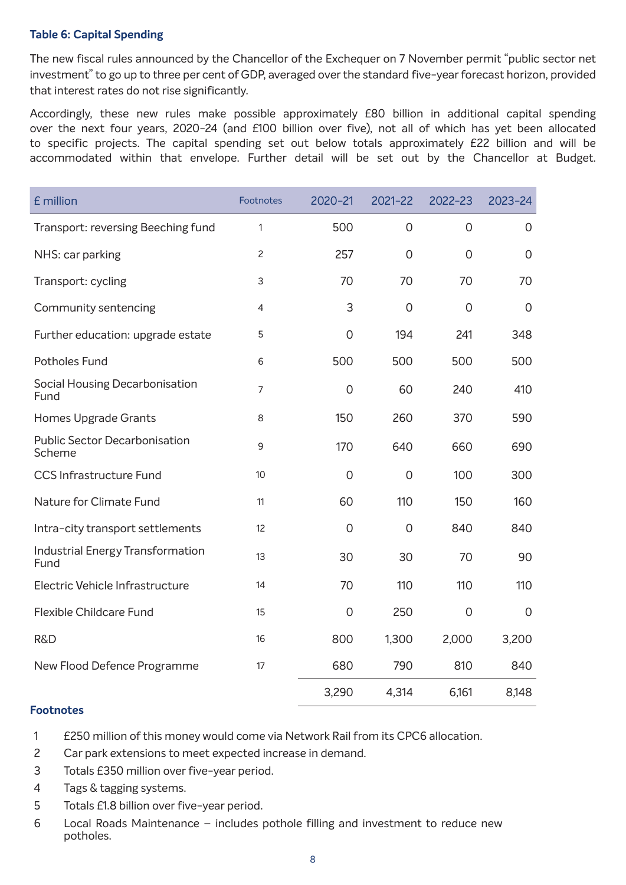**Table 6: Capital Spending**

The new fiscal rules announced by the Chancellor of the Exchequer on 7 November permit "public sector net investment" to go up to three per cent of GDP, averaged over the standard five-year forecast horizon, provided that interest rates do not rise significantly.

Accordingly, these new rules make possible approximately £80 billion in additional capital spending over the next four years, 2020-24 (and £100 billion over five), not all of which has yet been allocated to specific projects. The capital spending set out below totals approximately £22 billion and will be accommodated within that envelope. Further detail will be set out by the Chancellor at Budget.

| £ million | Footnotes | 2020-21 | 2021-22 | 2022-23 | 2023-24 |
|---|---|---|---|---|---|
| Transport: reversing Beeching fund | 1 | 500 | 0 | 0 | 0 |
| NHS: car parking | 2 | 257 | 0 | 0 | 0 |
| Transport: cycling | 3 | 70 | 70 | 70 | 70 |
| Community sentencing | 4 | 3 | 0 | 0 | 0 |
| Further education: upgrade estate | 5 | 0 | 194 | 241 | 348 |
| Potholes Fund | 6 | 500 | 500 | 500 | 500 |
| Social Housing Decarbonisation Fund | 7 | 0 | 60 | 240 | 410 |
| Homes Upgrade Grants | 8 | 150 | 260 | 370 | 590 |
| Public Sector Decarbonisation Scheme | 9 | 170 | 640 | 660 | 690 |
| CCS Infrastructure Fund | 10 | 0 | 0 | 100 | 300 |
| Nature for Climate Fund | 11 | 60 | 110 | 150 | 160 |
| Intra-city transport settlements | 12 | 0 | 0 | 840 | 840 |
| Industrial Energy Transformation Fund | 13 | 30 | 30 | 70 | 90 |
| Electric Vehicle Infrastructure | 14 | 70 | 110 | 110 | 110 |
| Flexible Childcare Fund | 15 | 0 | 250 | 0 | 0 |
| R&D | 16 | 800 | 1,300 | 2,000 | 3,200 |
| New Flood Defence Programme | 17 | 680 | 790 | 810 | 840 |
| | | 3,290 | 4,314 | 6,161 | 8,148 |

**Footnotes**

1. £250 million of this money would come via Network Rail from its CPC6 allocation.
2. Car park extensions to meet expected increase in demand.
3. Totals £350 million over five-year period.
4. Tags & tagging systems.
5. Totals £1.8 billion over five-year period.
6. Local Roads Maintenance – includes pothole filling and investment to reduce new potholes.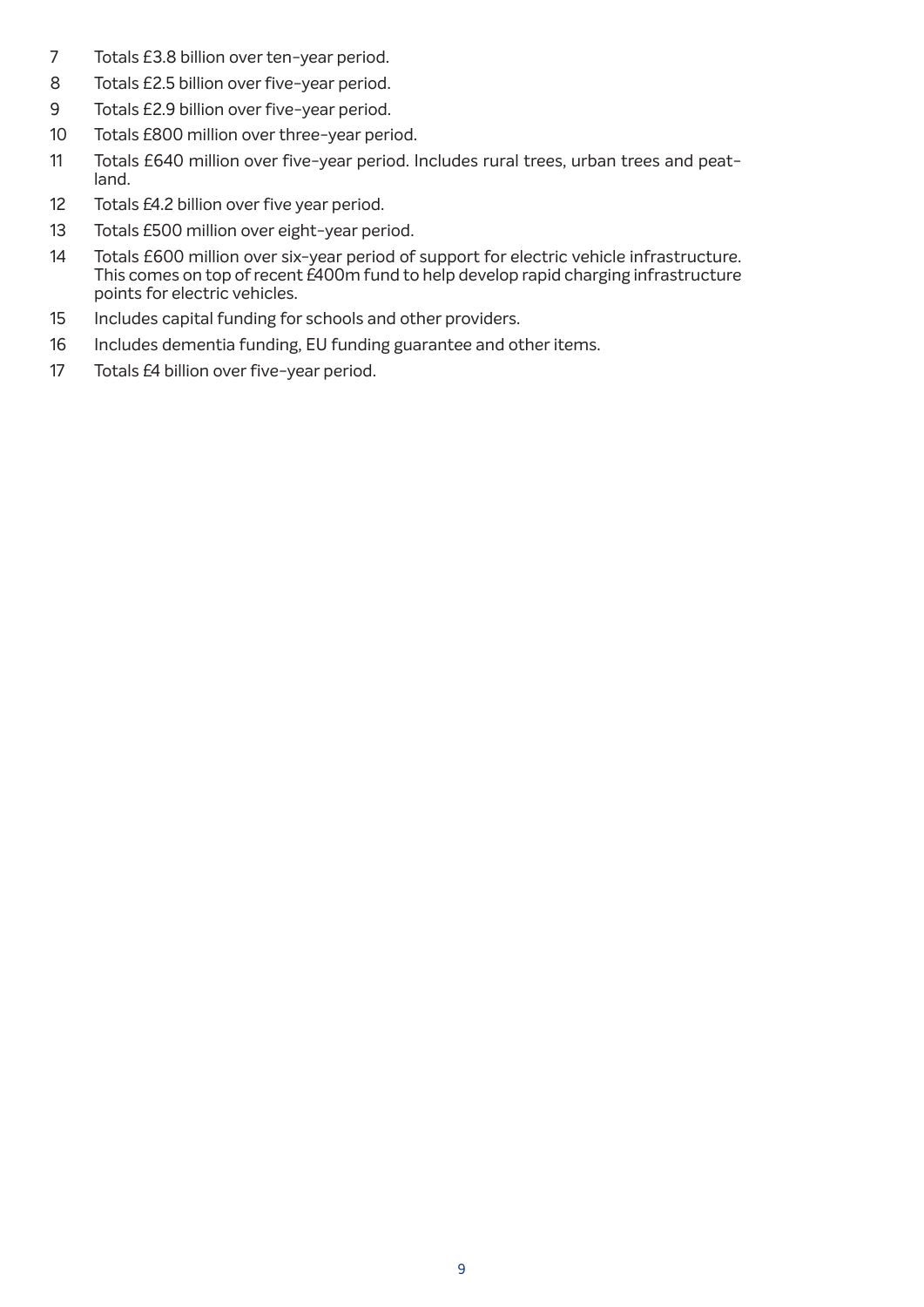7 Totals £3.8 billion over ten-year period.

8 Totals £2.5 billion over five-year period.

9 Totals £2.9 billion over five-year period.

10 Totals £800 million over three-year period.

11 Totals £640 million over five-year period. Includes rural trees, urban trees and peat-land.

12 Totals £4.2 billion over five year period.

13 Totals £500 million over eight-year period.

14 Totals £600 million over six-year period of support for electric vehicle infrastructure. This comes on top of recent £400m fund to help develop rapid charging infrastructure points for electric vehicles.

15 Includes capital funding for schools and other providers.

16 Includes dementia funding, EU funding guarantee and other items.

17 Totals £4 billion over five-year period.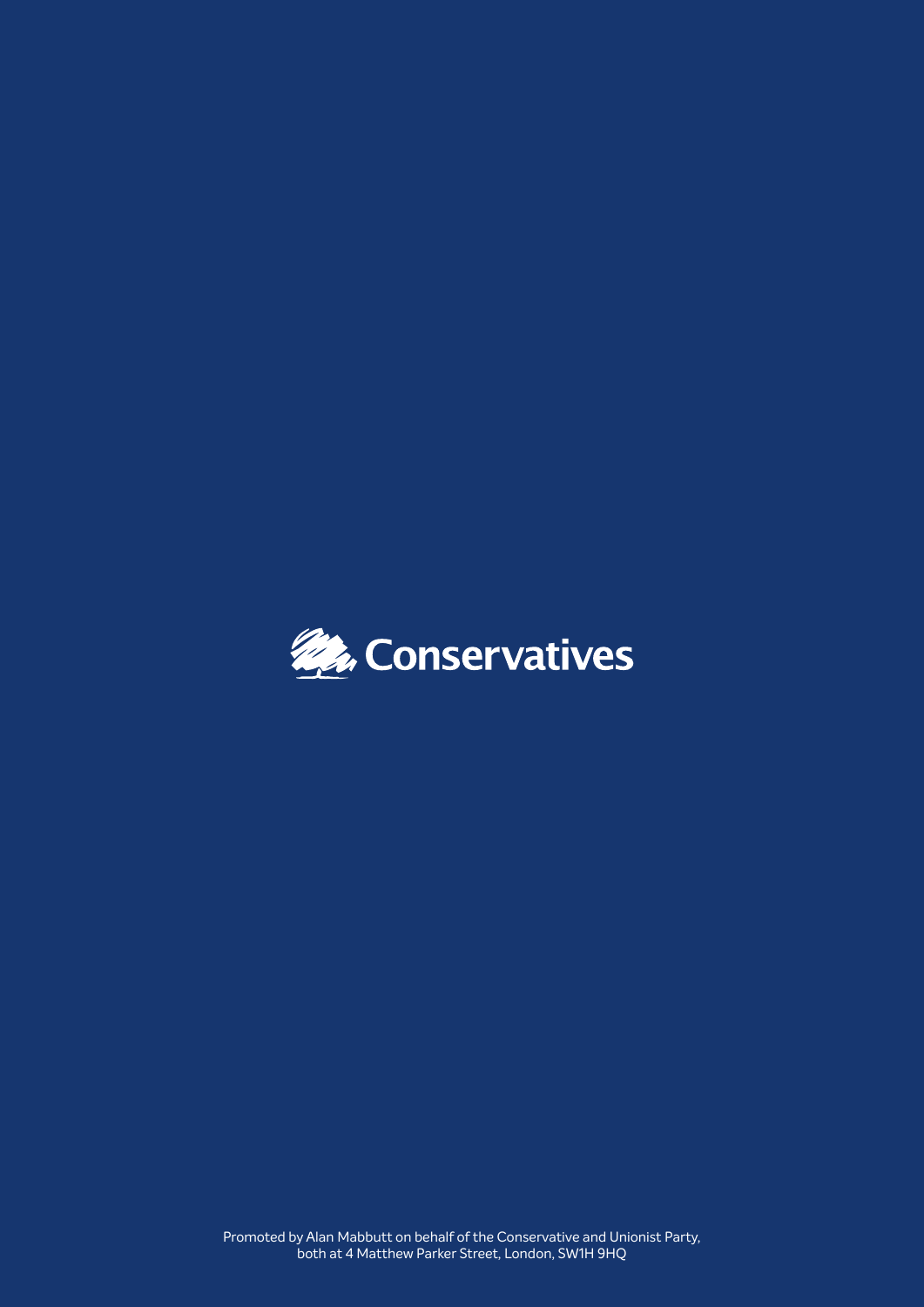Conservatives

Promoted by Alan Mabbutt on behalf of the Conservative and Unionist Party, both at 4 Matthew Parker Street, London, SW1H 9HQ